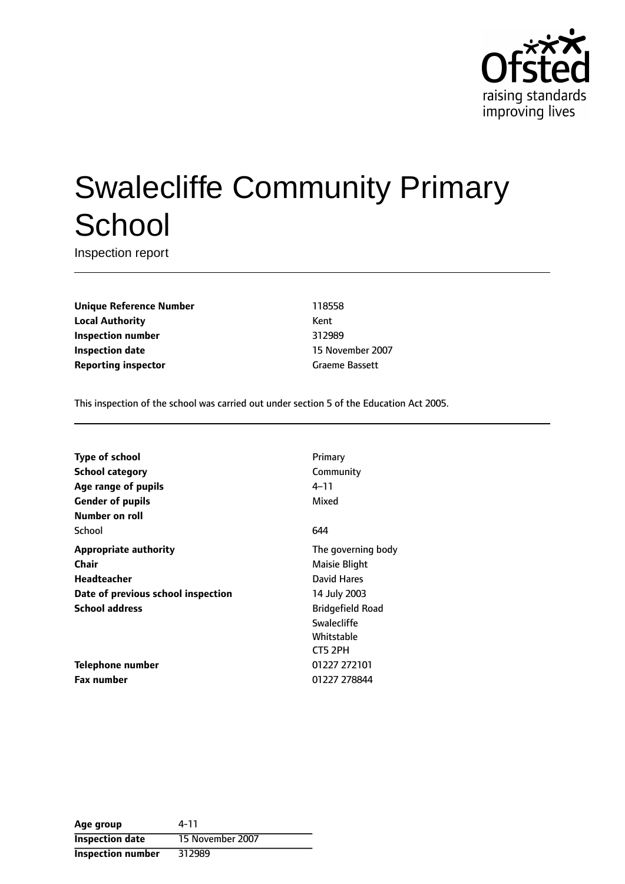# Swalecliffe Community Primary School

Inspection report

| | |
|---|---|
| **Unique Reference Number** | 118558 |
| **Local Authority** | Kent |
| **Inspection number** | 312989 |
| **Inspection date** | 15 November 2007 |
| **Reporting inspector** | Graeme Bassett |

This inspection of the school was carried out under section 5 of the Education Act 2005.

| | |
|---|---|
| **Type of school** | Primary |
| **School category** | Community |
| **Age range of pupils** | 4–11 |
| **Gender of pupils** | Mixed |
| **Number on roll** | |
| School | 644 |
| **Appropriate authority** | The governing body |
| **Chair** | Maisie Blight |
| **Headteacher** | David Hares |
| **Date of previous school inspection** | 14 July 2003 |
| **School address** | Bridgefield Road<br>Swalecliffe<br>Whitstable<br>CT5 2PH |
| **Telephone number** | 01227 272101 |
| **Fax number** | 01227 278844 |

| | |
|---|---|
| **Age group** | 4-11 |
| **Inspection date** | 15 November 2007 |
| **Inspection number** | 312989 |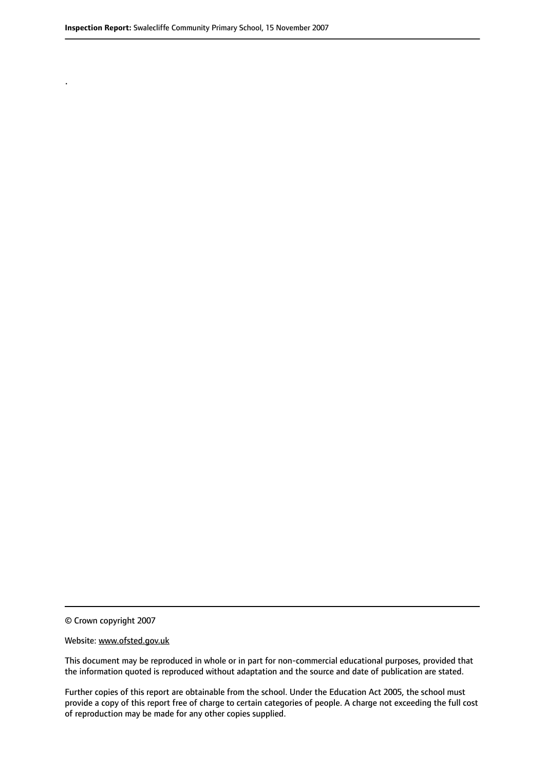.

© Crown copyright 2007

Website: www.ofsted.gov.uk

This document may be reproduced in whole or in part for non-commercial educational purposes, provided that the information quoted is reproduced without adaptation and the source and date of publication are stated.

Further copies of this report are obtainable from the school. Under the Education Act 2005, the school must provide a copy of this report free of charge to certain categories of people. A charge not exceeding the full cost of reproduction may be made for any other copies supplied.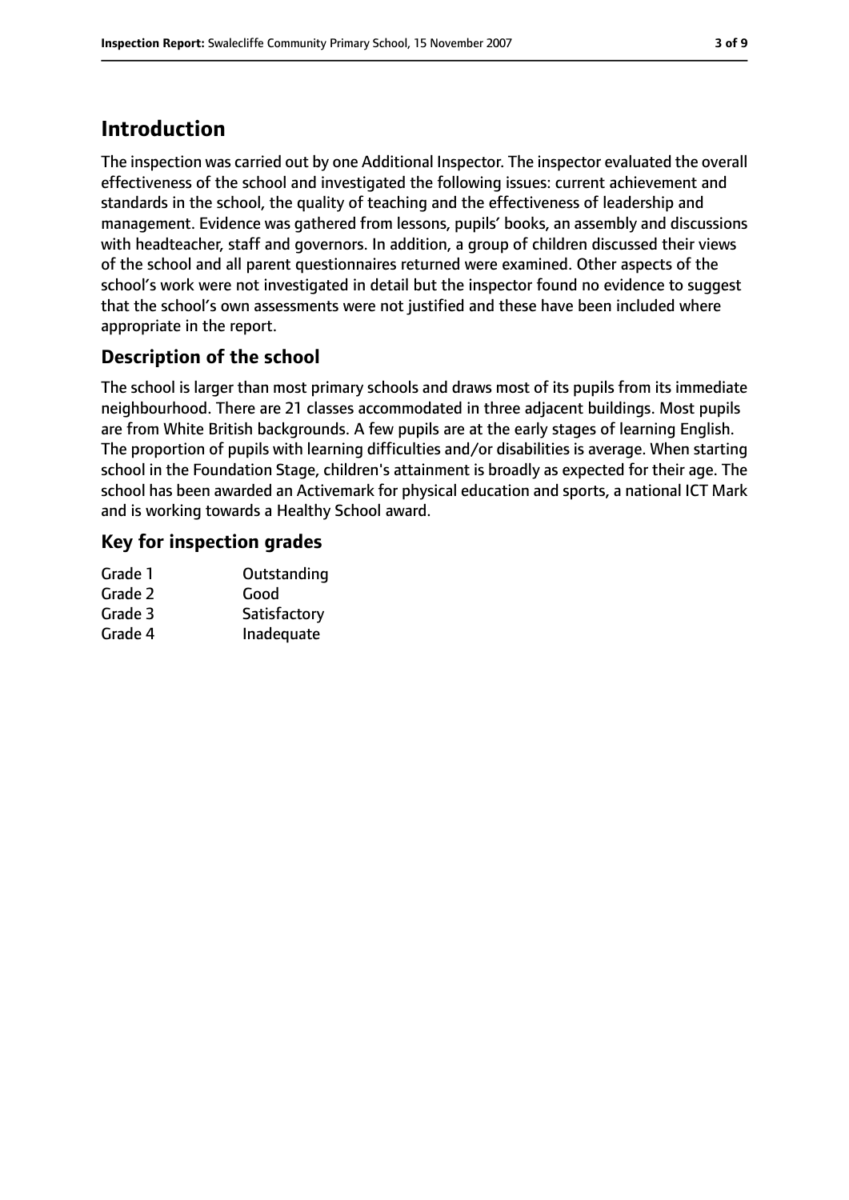# Introduction

The inspection was carried out by one Additional Inspector. The inspector evaluated the overall effectiveness of the school and investigated the following issues: current achievement and standards in the school, the quality of teaching and the effectiveness of leadership and management. Evidence was gathered from lessons, pupils' books, an assembly and discussions with headteacher, staff and governors. In addition, a group of children discussed their views of the school and all parent questionnaires returned were examined. Other aspects of the school's work were not investigated in detail but the inspector found no evidence to suggest that the school's own assessments were not justified and these have been included where appropriate in the report.

## Description of the school

The school is larger than most primary schools and draws most of its pupils from its immediate neighbourhood. There are 21 classes accommodated in three adjacent buildings. Most pupils are from White British backgrounds. A few pupils are at the early stages of learning English. The proportion of pupils with learning difficulties and/or disabilities is average. When starting school in the Foundation Stage, children's attainment is broadly as expected for their age. The school has been awarded an Activemark for physical education and sports, a national ICT Mark and is working towards a Healthy School award.

## Key for inspection grades

| | |
|---|---|
| Grade 1 | Outstanding |
| Grade 2 | Good |
| Grade 3 | Satisfactory |
| Grade 4 | Inadequate |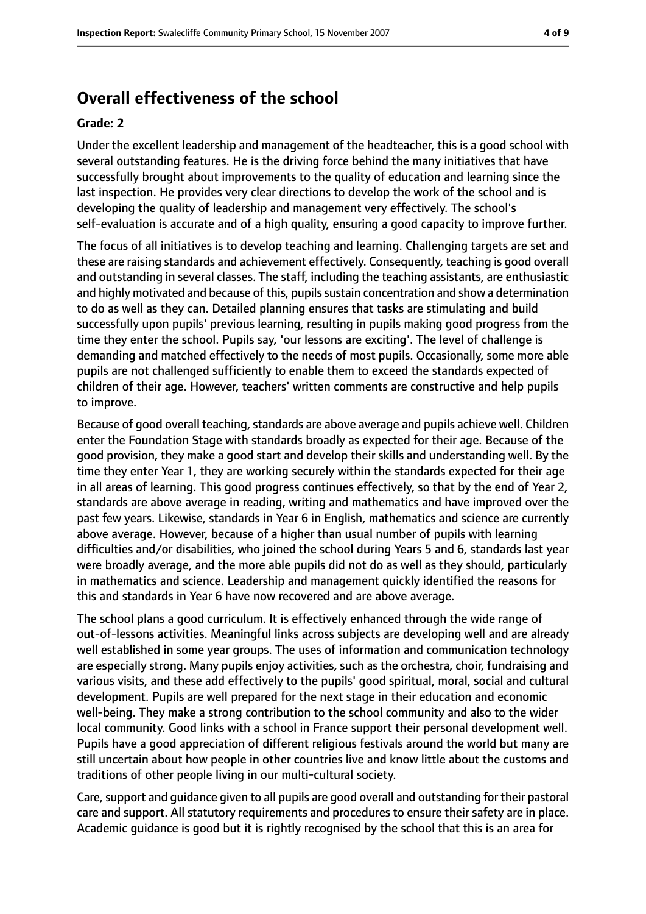## Overall effectiveness of the school

### Grade: 2

Under the excellent leadership and management of the headteacher, this is a good school with several outstanding features. He is the driving force behind the many initiatives that have successfully brought about improvements to the quality of education and learning since the last inspection. He provides very clear directions to develop the work of the school and is developing the quality of leadership and management very effectively. The school's self-evaluation is accurate and of a high quality, ensuring a good capacity to improve further.

The focus of all initiatives is to develop teaching and learning. Challenging targets are set and these are raising standards and achievement effectively. Consequently, teaching is good overall and outstanding in several classes. The staff, including the teaching assistants, are enthusiastic and highly motivated and because of this, pupils sustain concentration and show a determination to do as well as they can. Detailed planning ensures that tasks are stimulating and build successfully upon pupils' previous learning, resulting in pupils making good progress from the time they enter the school. Pupils say, 'our lessons are exciting'. The level of challenge is demanding and matched effectively to the needs of most pupils. Occasionally, some more able pupils are not challenged sufficiently to enable them to exceed the standards expected of children of their age. However, teachers' written comments are constructive and help pupils to improve.

Because of good overall teaching, standards are above average and pupils achieve well. Children enter the Foundation Stage with standards broadly as expected for their age. Because of the good provision, they make a good start and develop their skills and understanding well. By the time they enter Year 1, they are working securely within the standards expected for their age in all areas of learning. This good progress continues effectively, so that by the end of Year 2, standards are above average in reading, writing and mathematics and have improved over the past few years. Likewise, standards in Year 6 in English, mathematics and science are currently above average. However, because of a higher than usual number of pupils with learning difficulties and/or disabilities, who joined the school during Years 5 and 6, standards last year were broadly average, and the more able pupils did not do as well as they should, particularly in mathematics and science. Leadership and management quickly identified the reasons for this and standards in Year 6 have now recovered and are above average.

The school plans a good curriculum. It is effectively enhanced through the wide range of out-of-lessons activities. Meaningful links across subjects are developing well and are already well established in some year groups. The uses of information and communication technology are especially strong. Many pupils enjoy activities, such as the orchestra, choir, fundraising and various visits, and these add effectively to the pupils' good spiritual, moral, social and cultural development. Pupils are well prepared for the next stage in their education and economic well-being. They make a strong contribution to the school community and also to the wider local community. Good links with a school in France support their personal development well. Pupils have a good appreciation of different religious festivals around the world but many are still uncertain about how people in other countries live and know little about the customs and traditions of other people living in our multi-cultural society.

Care, support and guidance given to all pupils are good overall and outstanding for their pastoral care and support. All statutory requirements and procedures to ensure their safety are in place. Academic guidance is good but it is rightly recognised by the school that this is an area for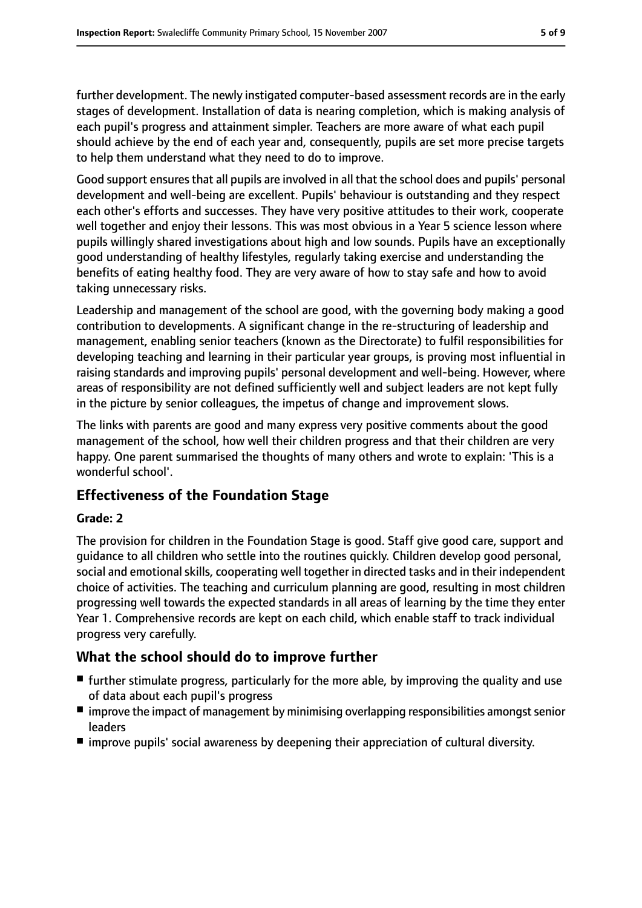further development. The newly instigated computer-based assessment records are in the early stages of development. Installation of data is nearing completion, which is making analysis of each pupil's progress and attainment simpler. Teachers are more aware of what each pupil should achieve by the end of each year and, consequently, pupils are set more precise targets to help them understand what they need to do to improve.

Good support ensures that all pupils are involved in all that the school does and pupils' personal development and well-being are excellent. Pupils' behaviour is outstanding and they respect each other's efforts and successes. They have very positive attitudes to their work, cooperate well together and enjoy their lessons. This was most obvious in a Year 5 science lesson where pupils willingly shared investigations about high and low sounds. Pupils have an exceptionally good understanding of healthy lifestyles, regularly taking exercise and understanding the benefits of eating healthy food. They are very aware of how to stay safe and how to avoid taking unnecessary risks.

Leadership and management of the school are good, with the governing body making a good contribution to developments. A significant change in the re-structuring of leadership and management, enabling senior teachers (known as the Directorate) to fulfil responsibilities for developing teaching and learning in their particular year groups, is proving most influential in raising standards and improving pupils' personal development and well-being. However, where areas of responsibility are not defined sufficiently well and subject leaders are not kept fully in the picture by senior colleagues, the impetus of change and improvement slows.

The links with parents are good and many express very positive comments about the good management of the school, how well their children progress and that their children are very happy. One parent summarised the thoughts of many others and wrote to explain: 'This is a wonderful school'.

## Effectiveness of the Foundation Stage

**Grade: 2**

The provision for children in the Foundation Stage is good. Staff give good care, support and guidance to all children who settle into the routines quickly. Children develop good personal, social and emotional skills, cooperating well together in directed tasks and in their independent choice of activities. The teaching and curriculum planning are good, resulting in most children progressing well towards the expected standards in all areas of learning by the time they enter Year 1. Comprehensive records are kept on each child, which enable staff to track individual progress very carefully.

## What the school should do to improve further

- further stimulate progress, particularly for the more able, by improving the quality and use of data about each pupil's progress
- improve the impact of management by minimising overlapping responsibilities amongst senior leaders
- improve pupils' social awareness by deepening their appreciation of cultural diversity.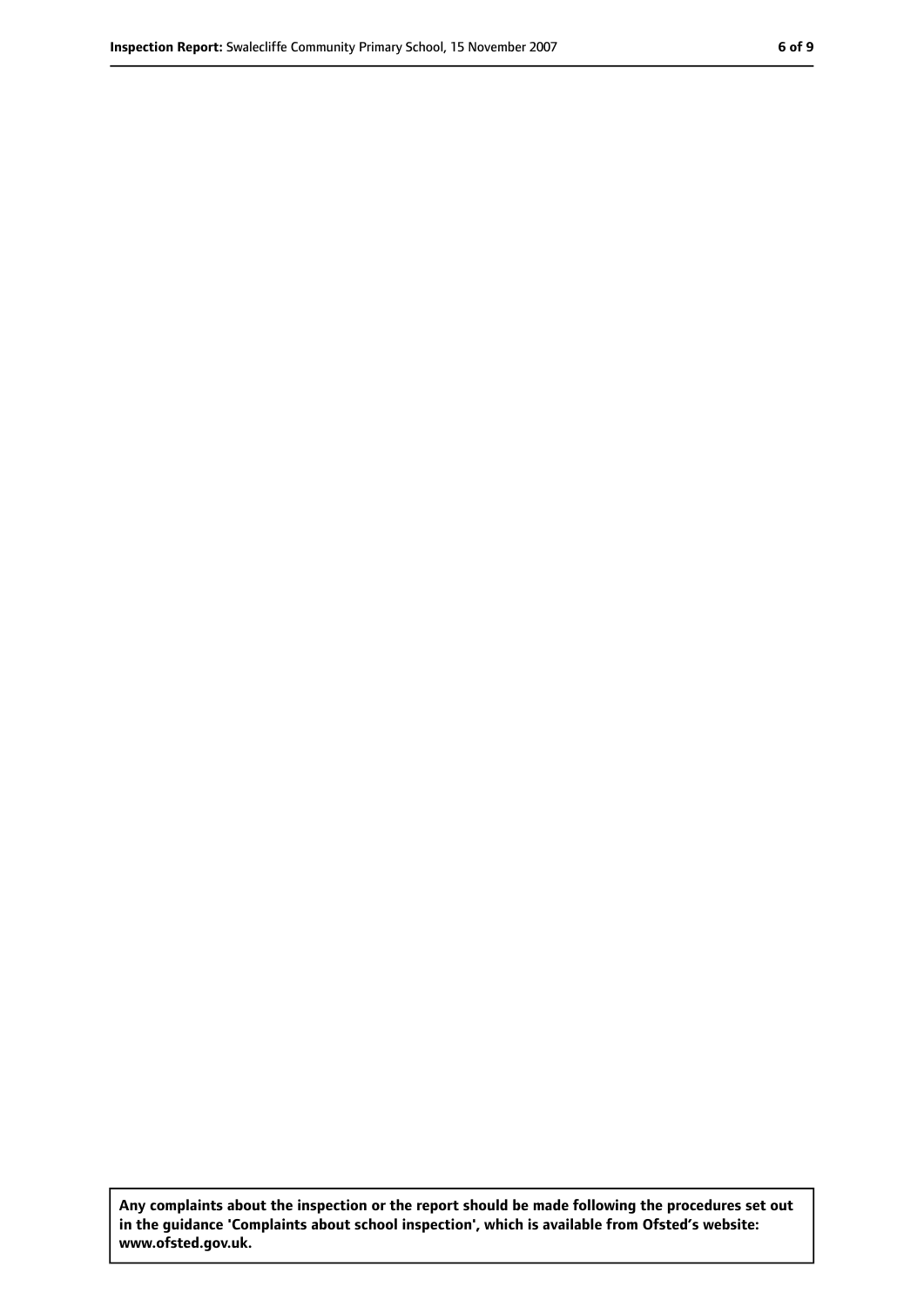**Any complaints about the inspection or the report should be made following the procedures set out in the guidance 'Complaints about school inspection', which is available from Ofsted's website: www.ofsted.gov.uk.**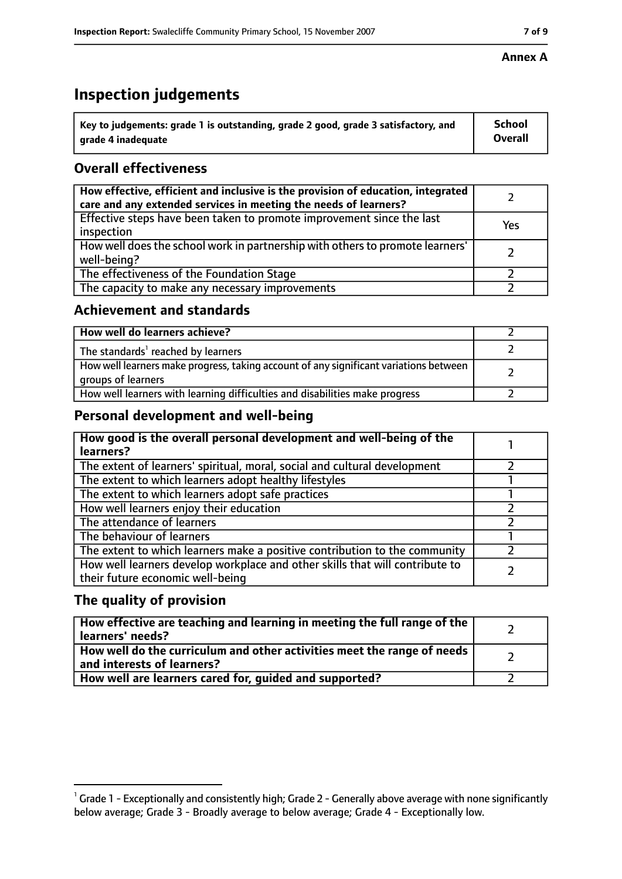**Annex A**

# Inspection judgements

| **Key to judgements: grade 1 is outstanding, grade 2 good, grade 3 satisfactory, and grade 4 inadequate** | **School Overall** |
|---|---|

## Overall effectiveness

| | |
|---|---|
| **How effective, efficient and inclusive is the provision of education, integrated care and any extended services in meeting the needs of learners?** | 2 |
| Effective steps have been taken to promote improvement since the last inspection | Yes |
| How well does the school work in partnership with others to promote learners' well-being? | 2 |
| The effectiveness of the Foundation Stage | 2 |
| The capacity to make any necessary improvements | 2 |

## Achievement and standards

| | |
|---|---|
| **How well do learners achieve?** | 2 |
| The standards[1] reached by learners | 2 |
| How well learners make progress, taking account of any significant variations between groups of learners | 2 |
| How well learners with learning difficulties and disabilities make progress | 2 |

## Personal development and well-being

| | |
|---|---|
| **How good is the overall personal development and well-being of the learners?** | 1 |
| The extent of learners' spiritual, moral, social and cultural development | 2 |
| The extent to which learners adopt healthy lifestyles | 1 |
| The extent to which learners adopt safe practices | 1 |
| How well learners enjoy their education | 2 |
| The attendance of learners | 2 |
| The behaviour of learners | 1 |
| The extent to which learners make a positive contribution to the community | 2 |
| How well learners develop workplace and other skills that will contribute to their future economic well-being | 2 |

## The quality of provision

| | |
|---|---|
| **How effective are teaching and learning in meeting the full range of the learners' needs?** | 2 |
| **How well do the curriculum and other activities meet the range of needs and interests of learners?** | 2 |
| **How well are learners cared for, guided and supported?** | 2 |

[1] Grade 1 - Exceptionally and consistently high; Grade 2 - Generally above average with none significantly below average; Grade 3 - Broadly average to below average; Grade 4 - Exceptionally low.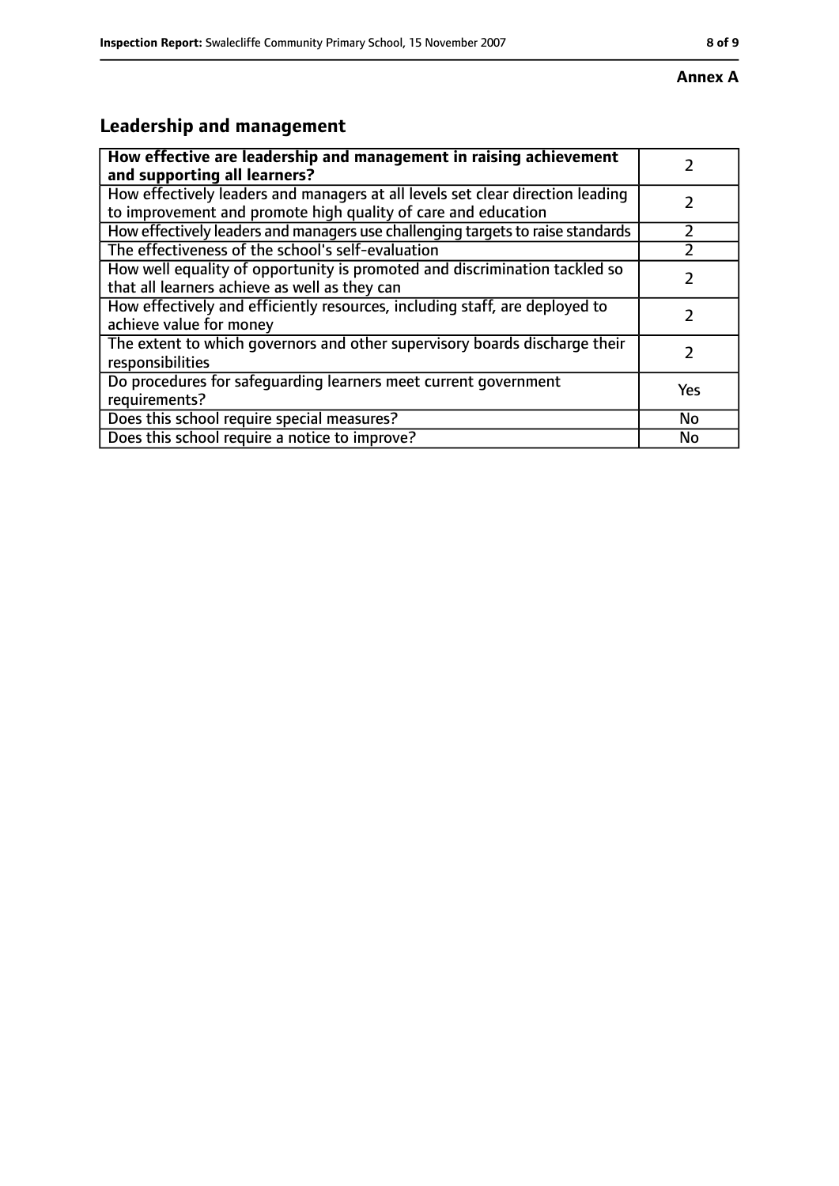**Annex A**

## Leadership and management

| **How effective are leadership and management in raising achievement and supporting all learners?** | 2 |
| --- | --- |
| How effectively leaders and managers at all levels set clear direction leading to improvement and promote high quality of care and education | 2 |
| How effectively leaders and managers use challenging targets to raise standards | 2 |
| The effectiveness of the school's self-evaluation | 2 |
| How well equality of opportunity is promoted and discrimination tackled so that all learners achieve as well as they can | 2 |
| How effectively and efficiently resources, including staff, are deployed to achieve value for money | 2 |
| The extent to which governors and other supervisory boards discharge their responsibilities | 2 |
| Do procedures for safeguarding learners meet current government requirements? | Yes |
| Does this school require special measures? | No |
| Does this school require a notice to improve? | No |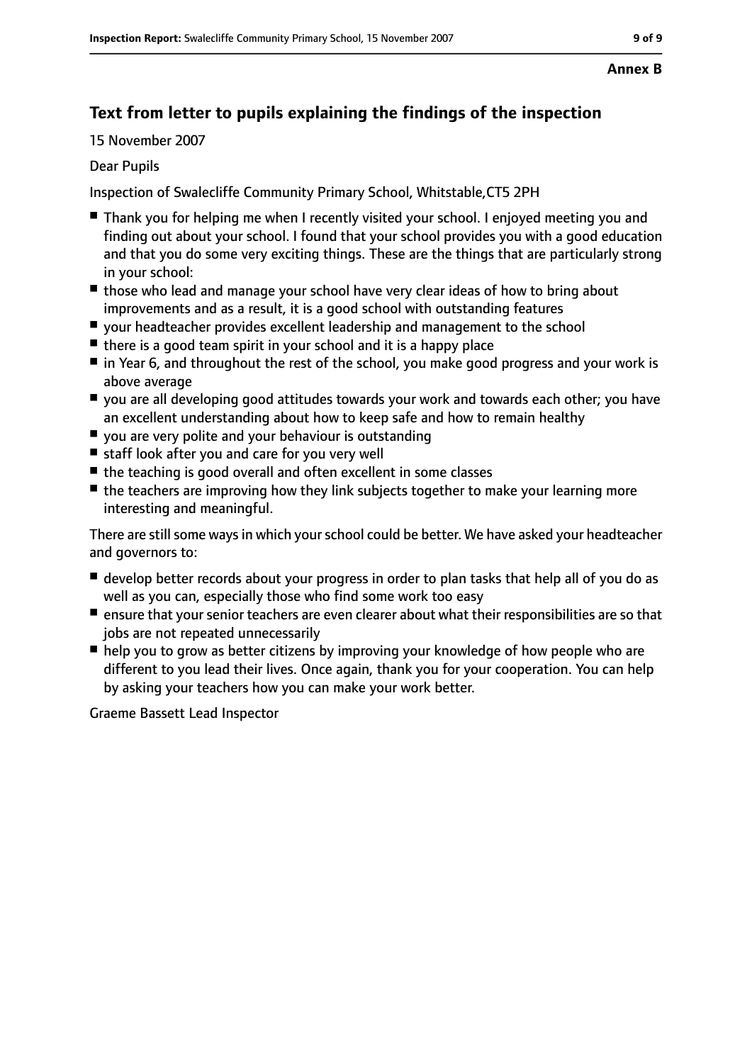**Annex B**

## Text from letter to pupils explaining the findings of the inspection

15 November 2007

Dear Pupils

Inspection of Swalecliffe Community Primary School, Whitstable,CT5 2PH

- Thank you for helping me when I recently visited your school. I enjoyed meeting you and finding out about your school. I found that your school provides you with a good education and that you do some very exciting things. These are the things that are particularly strong in your school:
- those who lead and manage your school have very clear ideas of how to bring about improvements and as a result, it is a good school with outstanding features
- your headteacher provides excellent leadership and management to the school
- there is a good team spirit in your school and it is a happy place
- in Year 6, and throughout the rest of the school, you make good progress and your work is above average
- you are all developing good attitudes towards your work and towards each other; you have an excellent understanding about how to keep safe and how to remain healthy
- you are very polite and your behaviour is outstanding
- staff look after you and care for you very well
- the teaching is good overall and often excellent in some classes
- the teachers are improving how they link subjects together to make your learning more interesting and meaningful.

There are still some ways in which your school could be better. We have asked your headteacher and governors to:

- develop better records about your progress in order to plan tasks that help all of you do as well as you can, especially those who find some work too easy
- ensure that your senior teachers are even clearer about what their responsibilities are so that jobs are not repeated unnecessarily
- help you to grow as better citizens by improving your knowledge of how people who are different to you lead their lives. Once again, thank you for your cooperation. You can help by asking your teachers how you can make your work better.

Graeme Bassett Lead Inspector